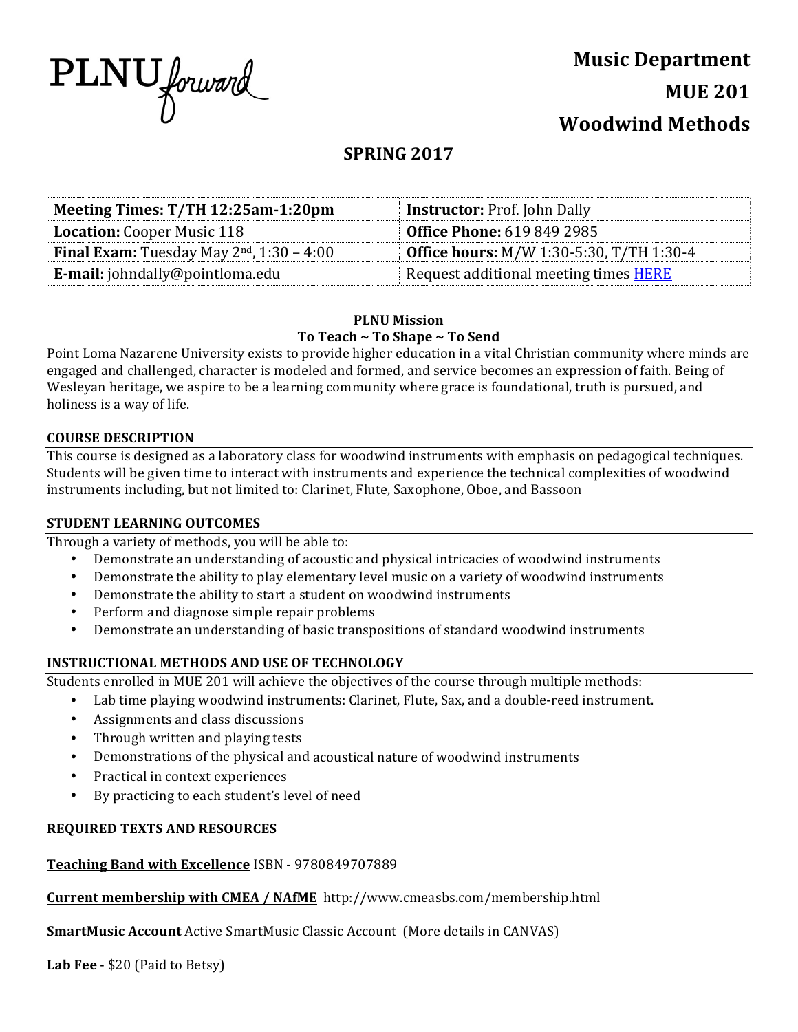PLNU forward

# Music Department
# MUE 201
# Woodwind Methods

## SPRING 2017

| | |
|---|---|
| **Meeting Times: T/TH 12:25am-1:20pm** | **Instructor:** Prof. John Dally |
| **Location:** Cooper Music 118 | **Office Phone:** 619 849 2985 |
| **Final Exam:** Tuesday May 2nd, 1:30 – 4:00 | **Office hours:** M/W 1:30-5:30, T/TH 1:30-4 |
| **E-mail:** johndally@pointloma.edu | Request additional meeting times HERE |

**PLNU Mission**
**To Teach ~ To Shape ~ To Send**

Point Loma Nazarene University exists to provide higher education in a vital Christian community where minds are engaged and challenged, character is modeled and formed, and service becomes an expression of faith. Being of Wesleyan heritage, we aspire to be a learning community where grace is foundational, truth is pursued, and holiness is a way of life.

### COURSE DESCRIPTION

This course is designed as a laboratory class for woodwind instruments with emphasis on pedagogical techniques. Students will be given time to interact with instruments and experience the technical complexities of woodwind instruments including, but not limited to: Clarinet, Flute, Saxophone, Oboe, and Bassoon

### STUDENT LEARNING OUTCOMES

Through a variety of methods, you will be able to:

- Demonstrate an understanding of acoustic and physical intricacies of woodwind instruments
- Demonstrate the ability to play elementary level music on a variety of woodwind instruments
- Demonstrate the ability to start a student on woodwind instruments
- Perform and diagnose simple repair problems
- Demonstrate an understanding of basic transpositions of standard woodwind instruments

### INSTRUCTIONAL METHODS AND USE OF TECHNOLOGY

Students enrolled in MUE 201 will achieve the objectives of the course through multiple methods:

- Lab time playing woodwind instruments: Clarinet, Flute, Sax, and a double-reed instrument.
- Assignments and class discussions
- Through written and playing tests
- Demonstrations of the physical and acoustical nature of woodwind instruments
- Practical in context experiences
- By practicing to each student's level of need

### REQUIRED TEXTS AND RESOURCES

**Teaching Band with Excellence** ISBN - 9780849707889

**Current membership with CMEA / NAfME** http://www.cmeasbs.com/membership.html

**SmartMusic Account** Active SmartMusic Classic Account (More details in CANVAS)

**Lab Fee** - $20 (Paid to Betsy)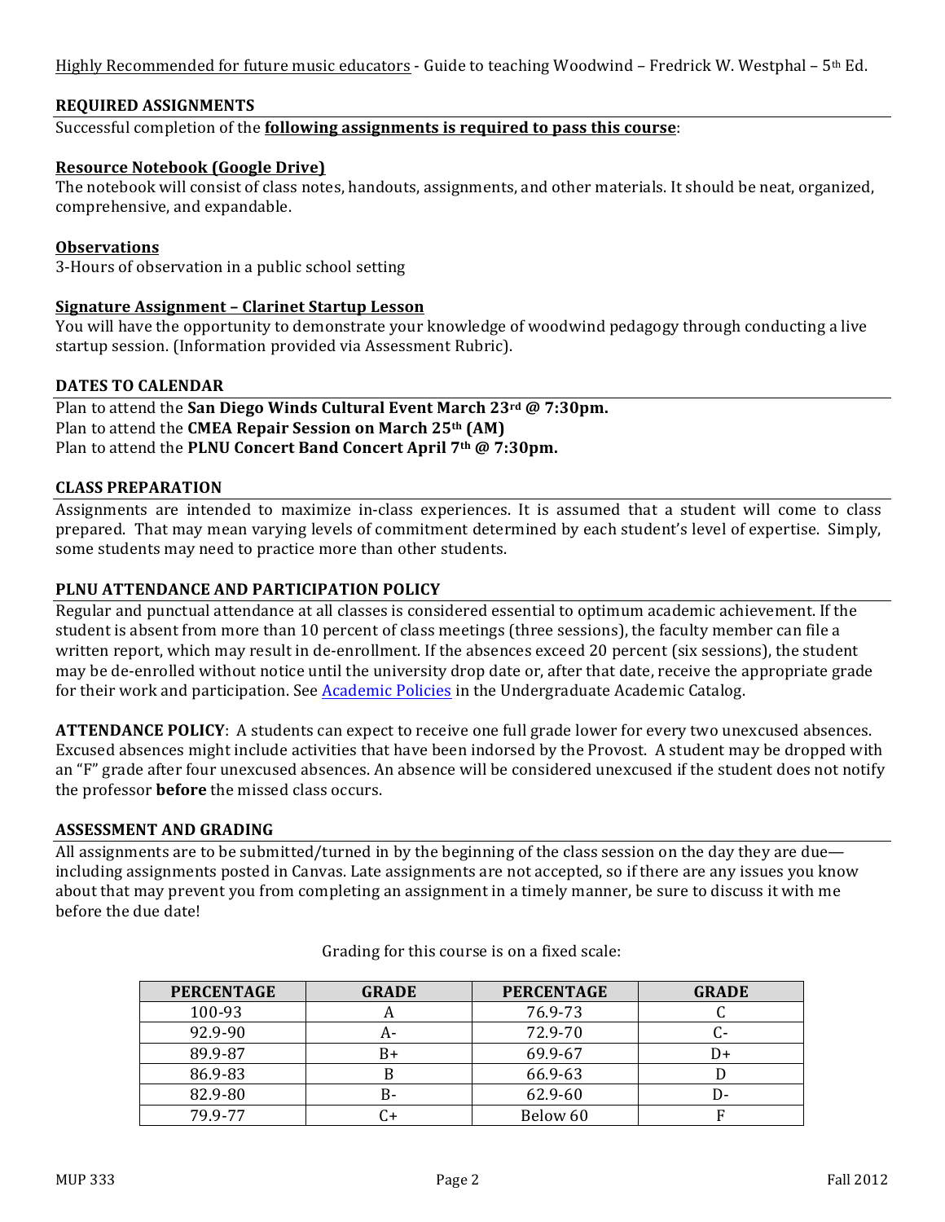Highly Recommended for future music educators - Guide to teaching Woodwind – Fredrick W. Westphal – 5th Ed.

## REQUIRED ASSIGNMENTS

Successful completion of the **following assignments is required to pass this course**:

### Resource Notebook (Google Drive)

The notebook will consist of class notes, handouts, assignments, and other materials. It should be neat, organized, comprehensive, and expandable.

### Observations

3-Hours of observation in a public school setting

### Signature Assignment – Clarinet Startup Lesson

You will have the opportunity to demonstrate your knowledge of woodwind pedagogy through conducting a live startup session. (Information provided via Assessment Rubric).

## DATES TO CALENDAR

Plan to attend the **San Diego Winds Cultural Event March 23rd @ 7:30pm.**
Plan to attend the **CMEA Repair Session on March 25th (AM)**
Plan to attend the **PLNU Concert Band Concert April 7th @ 7:30pm.**

## CLASS PREPARATION

Assignments are intended to maximize in-class experiences. It is assumed that a student will come to class prepared. That may mean varying levels of commitment determined by each student's level of expertise. Simply, some students may need to practice more than other students.

## PLNU ATTENDANCE AND PARTICIPATION POLICY

Regular and punctual attendance at all classes is considered essential to optimum academic achievement. If the student is absent from more than 10 percent of class meetings (three sessions), the faculty member can file a written report, which may result in de-enrollment. If the absences exceed 20 percent (six sessions), the student may be de-enrolled without notice until the university drop date or, after that date, receive the appropriate grade for their work and participation. See Academic Policies in the Undergraduate Academic Catalog.

**ATTENDANCE POLICY**: A students can expect to receive one full grade lower for every two unexcused absences. Excused absences might include activities that have been indorsed by the Provost. A student may be dropped with an "F" grade after four unexcused absences. An absence will be considered unexcused if the student does not notify the professor **before** the missed class occurs.

## ASSESSMENT AND GRADING

All assignments are to be submitted/turned in by the beginning of the class session on the day they are due—including assignments posted in Canvas. Late assignments are not accepted, so if there are any issues you know about that may prevent you from completing an assignment in a timely manner, be sure to discuss it with me before the due date!

Grading for this course is on a fixed scale:

| PERCENTAGE | GRADE | PERCENTAGE | GRADE |
|---|---|---|---|
| 100-93 | A | 76.9-73 | C |
| 92.9-90 | A- | 72.9-70 | C- |
| 89.9-87 | B+ | 69.9-67 | D+ |
| 86.9-83 | B | 66.9-63 | D |
| 82.9-80 | B- | 62.9-60 | D- |
| 79.9-77 | C+ | Below 60 | F |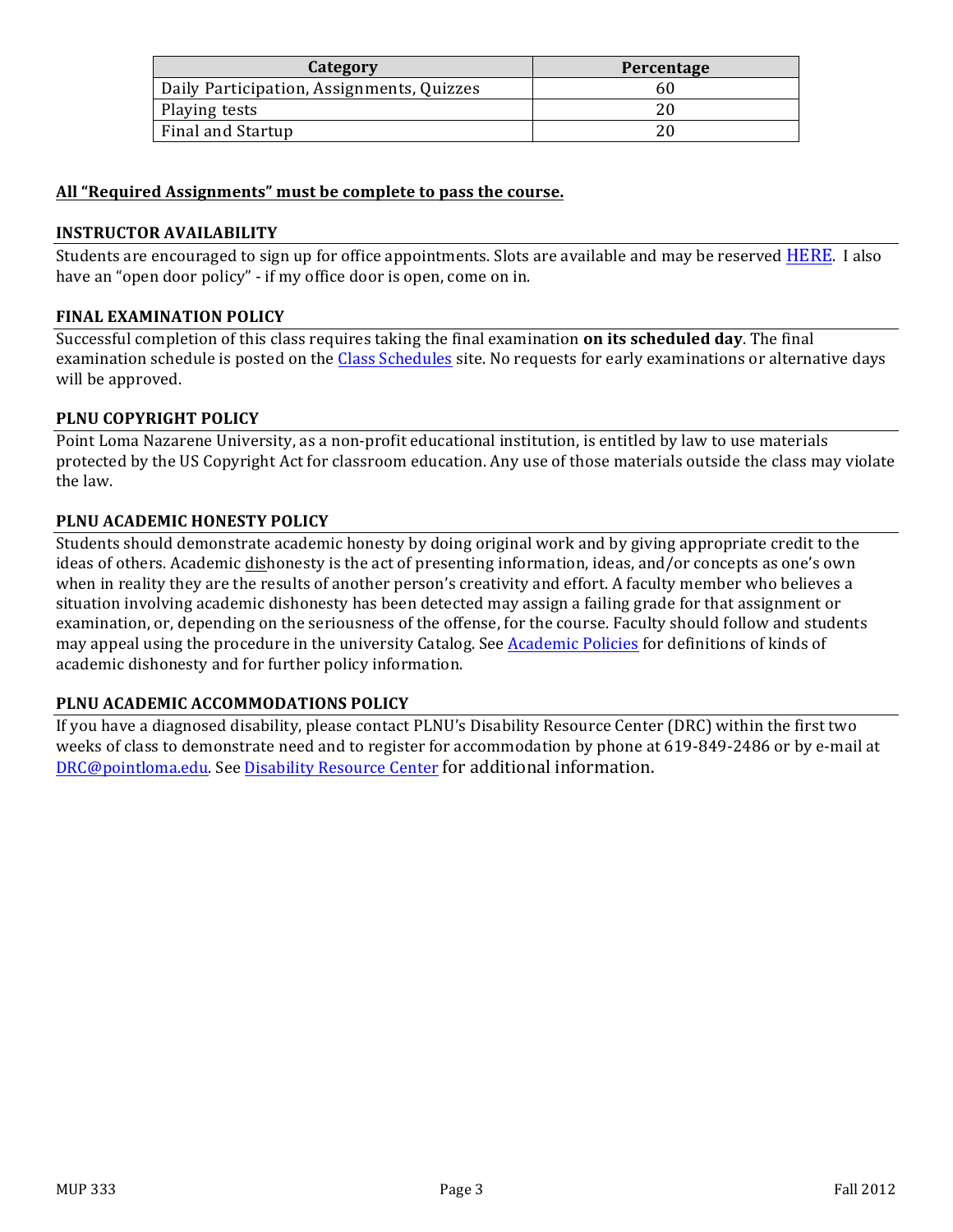| Category | Percentage |
|---|---|
| Daily Participation, Assignments, Quizzes | 60 |
| Playing tests | 20 |
| Final and Startup | 20 |

**All "Required Assignments" must be complete to pass the course.**

### INSTRUCTOR AVAILABILITY

Students are encouraged to sign up for office appointments. Slots are available and may be reserved HERE. I also have an "open door policy" - if my office door is open, come on in.

### FINAL EXAMINATION POLICY

Successful completion of this class requires taking the final examination **on its scheduled day**. The final examination schedule is posted on the Class Schedules site. No requests for early examinations or alternative days will be approved.

### PLNU COPYRIGHT POLICY

Point Loma Nazarene University, as a non-profit educational institution, is entitled by law to use materials protected by the US Copyright Act for classroom education. Any use of those materials outside the class may violate the law.

### PLNU ACADEMIC HONESTY POLICY

Students should demonstrate academic honesty by doing original work and by giving appropriate credit to the ideas of others. Academic dishonesty is the act of presenting information, ideas, and/or concepts as one's own when in reality they are the results of another person's creativity and effort. A faculty member who believes a situation involving academic dishonesty has been detected may assign a failing grade for that assignment or examination, or, depending on the seriousness of the offense, for the course. Faculty should follow and students may appeal using the procedure in the university Catalog. See Academic Policies for definitions of kinds of academic dishonesty and for further policy information.

### PLNU ACADEMIC ACCOMMODATIONS POLICY

If you have a diagnosed disability, please contact PLNU's Disability Resource Center (DRC) within the first two weeks of class to demonstrate need and to register for accommodation by phone at 619-849-2486 or by e-mail at DRC@pointloma.edu. See Disability Resource Center for additional information.